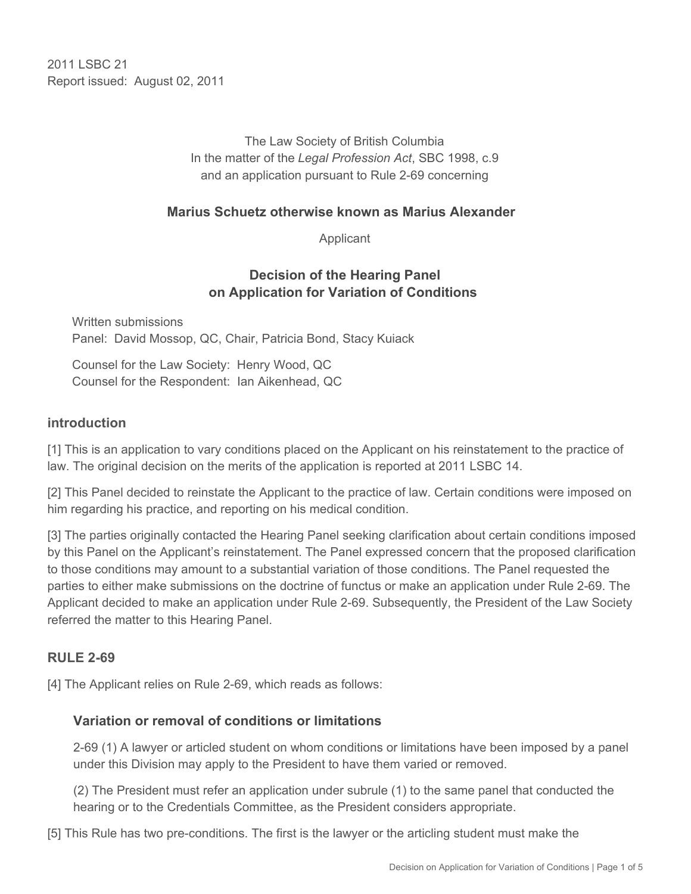2011 LSBC 21
Report issued: August 02, 2011

The Law Society of British Columbia
In the matter of the *Legal Profession Act*, SBC 1998, c.9
and an application pursuant to Rule 2-69 concerning

**Marius Schuetz otherwise known as Marius Alexander**

Applicant

## Decision of the Hearing Panel on Application for Variation of Conditions

Written submissions
Panel: David Mossop, QC, Chair, Patricia Bond, Stacy Kuiack

Counsel for the Law Society: Henry Wood, QC
Counsel for the Respondent: Ian Aikenhead, QC

### introduction

[1] This is an application to vary conditions placed on the Applicant on his reinstatement to the practice of law. The original decision on the merits of the application is reported at 2011 LSBC 14.

[2] This Panel decided to reinstate the Applicant to the practice of law. Certain conditions were imposed on him regarding his practice, and reporting on his medical condition.

[3] The parties originally contacted the Hearing Panel seeking clarification about certain conditions imposed by this Panel on the Applicant's reinstatement. The Panel expressed concern that the proposed clarification to those conditions may amount to a substantial variation of those conditions. The Panel requested the parties to either make submissions on the doctrine of functus or make an application under Rule 2-69. The Applicant decided to make an application under Rule 2-69. Subsequently, the President of the Law Society referred the matter to this Hearing Panel.

### RULE 2-69

[4] The Applicant relies on Rule 2-69, which reads as follows:

> **Variation or removal of conditions or limitations**
>
> 2-69 (1) A lawyer or articled student on whom conditions or limitations have been imposed by a panel under this Division may apply to the President to have them varied or removed.
>
> (2) The President must refer an application under subrule (1) to the same panel that conducted the hearing or to the Credentials Committee, as the President considers appropriate.

[5] This Rule has two pre-conditions. The first is the lawyer or the articling student must make the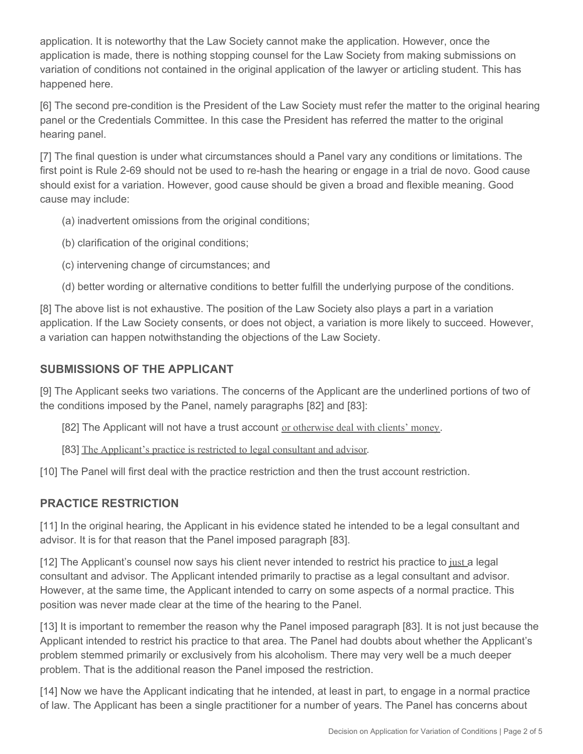application. It is noteworthy that the Law Society cannot make the application. However, once the application is made, there is nothing stopping counsel for the Law Society from making submissions on variation of conditions not contained in the original application of the lawyer or articling student. This has happened here.

[6] The second pre-condition is the President of the Law Society must refer the matter to the original hearing panel or the Credentials Committee. In this case the President has referred the matter to the original hearing panel.

[7] The final question is under what circumstances should a Panel vary any conditions or limitations. The first point is Rule 2-69 should not be used to re-hash the hearing or engage in a trial de novo. Good cause should exist for a variation. However, good cause should be given a broad and flexible meaning. Good cause may include:

(a) inadvertent omissions from the original conditions;

(b) clarification of the original conditions;

(c) intervening change of circumstances; and

(d) better wording or alternative conditions to better fulfill the underlying purpose of the conditions.

[8] The above list is not exhaustive. The position of the Law Society also plays a part in a variation application. If the Law Society consents, or does not object, a variation is more likely to succeed. However, a variation can happen notwithstanding the objections of the Law Society.

## SUBMISSIONS OF THE APPLICANT

[9] The Applicant seeks two variations. The concerns of the Applicant are the underlined portions of two of the conditions imposed by the Panel, namely paragraphs [82] and [83]:

> [82] The Applicant will not have a trust account <u>or otherwise deal with clients' money</u>.
>
> [83] <u>The Applicant's practice is restricted to legal consultant and advisor</u>.

[10] The Panel will first deal with the practice restriction and then the trust account restriction.

## PRACTICE RESTRICTION

[11] In the original hearing, the Applicant in his evidence stated he intended to be a legal consultant and advisor. It is for that reason that the Panel imposed paragraph [83].

[12] The Applicant's counsel now says his client never intended to restrict his practice to <u>just</u> a legal consultant and advisor. The Applicant intended primarily to practise as a legal consultant and advisor. However, at the same time, the Applicant intended to carry on some aspects of a normal practice. This position was never made clear at the time of the hearing to the Panel.

[13] It is important to remember the reason why the Panel imposed paragraph [83]. It is not just because the Applicant intended to restrict his practice to that area. The Panel had doubts about whether the Applicant's problem stemmed primarily or exclusively from his alcoholism. There may very well be a much deeper problem. That is the additional reason the Panel imposed the restriction.

[14] Now we have the Applicant indicating that he intended, at least in part, to engage in a normal practice of law. The Applicant has been a single practitioner for a number of years. The Panel has concerns about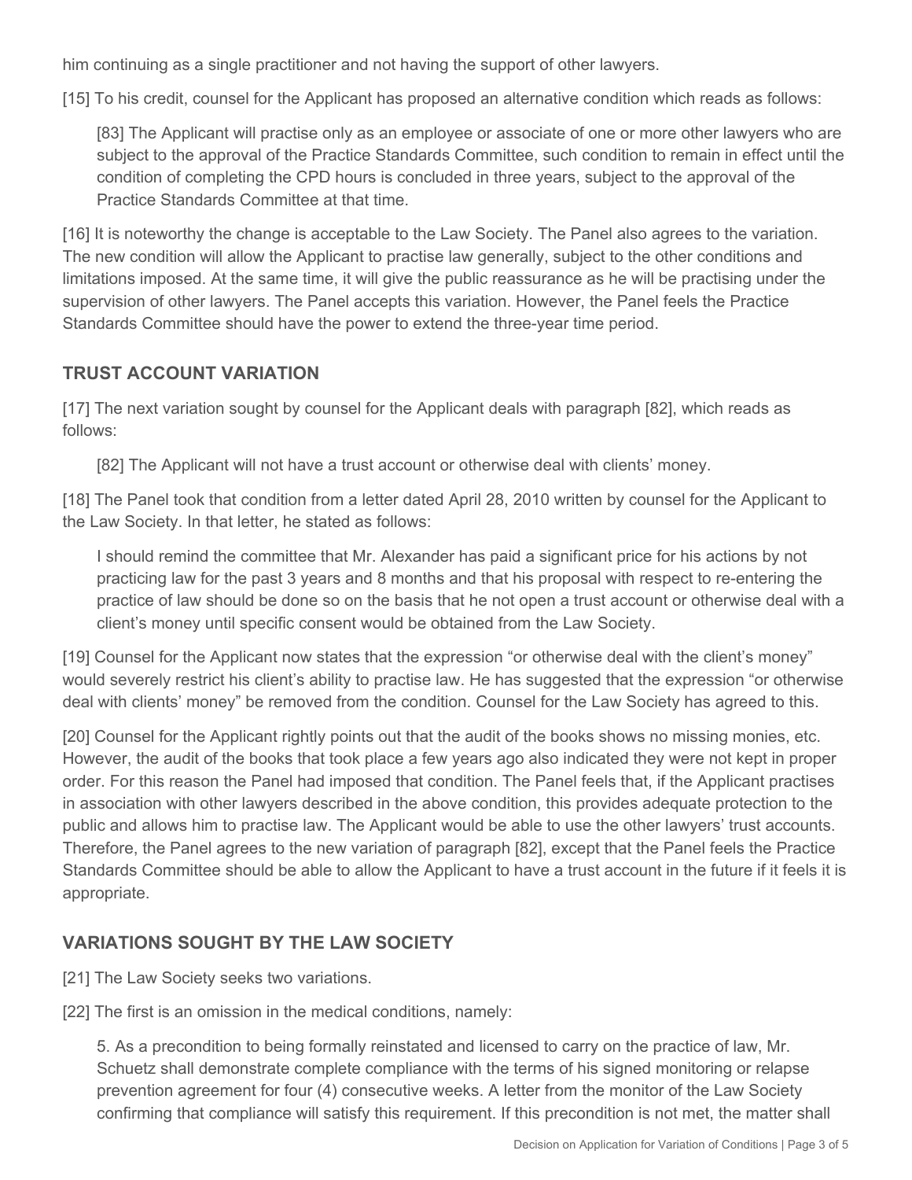him continuing as a single practitioner and not having the support of other lawyers.

[15] To his credit, counsel for the Applicant has proposed an alternative condition which reads as follows:

> [83] The Applicant will practise only as an employee or associate of one or more other lawyers who are subject to the approval of the Practice Standards Committee, such condition to remain in effect until the condition of completing the CPD hours is concluded in three years, subject to the approval of the Practice Standards Committee at that time.

[16] It is noteworthy the change is acceptable to the Law Society. The Panel also agrees to the variation. The new condition will allow the Applicant to practise law generally, subject to the other conditions and limitations imposed. At the same time, it will give the public reassurance as he will be practising under the supervision of other lawyers. The Panel accepts this variation. However, the Panel feels the Practice Standards Committee should have the power to extend the three-year time period.

## TRUST ACCOUNT VARIATION

[17] The next variation sought by counsel for the Applicant deals with paragraph [82], which reads as follows:

> [82] The Applicant will not have a trust account or otherwise deal with clients' money.

[18] The Panel took that condition from a letter dated April 28, 2010 written by counsel for the Applicant to the Law Society. In that letter, he stated as follows:

> I should remind the committee that Mr. Alexander has paid a significant price for his actions by not practicing law for the past 3 years and 8 months and that his proposal with respect to re-entering the practice of law should be done so on the basis that he not open a trust account or otherwise deal with a client's money until specific consent would be obtained from the Law Society.

[19] Counsel for the Applicant now states that the expression "or otherwise deal with the client's money" would severely restrict his client's ability to practise law. He has suggested that the expression "or otherwise deal with clients' money" be removed from the condition. Counsel for the Law Society has agreed to this.

[20] Counsel for the Applicant rightly points out that the audit of the books shows no missing monies, etc. However, the audit of the books that took place a few years ago also indicated they were not kept in proper order. For this reason the Panel had imposed that condition. The Panel feels that, if the Applicant practises in association with other lawyers described in the above condition, this provides adequate protection to the public and allows him to practise law. The Applicant would be able to use the other lawyers' trust accounts. Therefore, the Panel agrees to the new variation of paragraph [82], except that the Panel feels the Practice Standards Committee should be able to allow the Applicant to have a trust account in the future if it feels it is appropriate.

## VARIATIONS SOUGHT BY THE LAW SOCIETY

[21] The Law Society seeks two variations.

[22] The first is an omission in the medical conditions, namely:

> 5. As a precondition to being formally reinstated and licensed to carry on the practice of law, Mr. Schuetz shall demonstrate complete compliance with the terms of his signed monitoring or relapse prevention agreement for four (4) consecutive weeks. A letter from the monitor of the Law Society confirming that compliance will satisfy this requirement. If this precondition is not met, the matter shall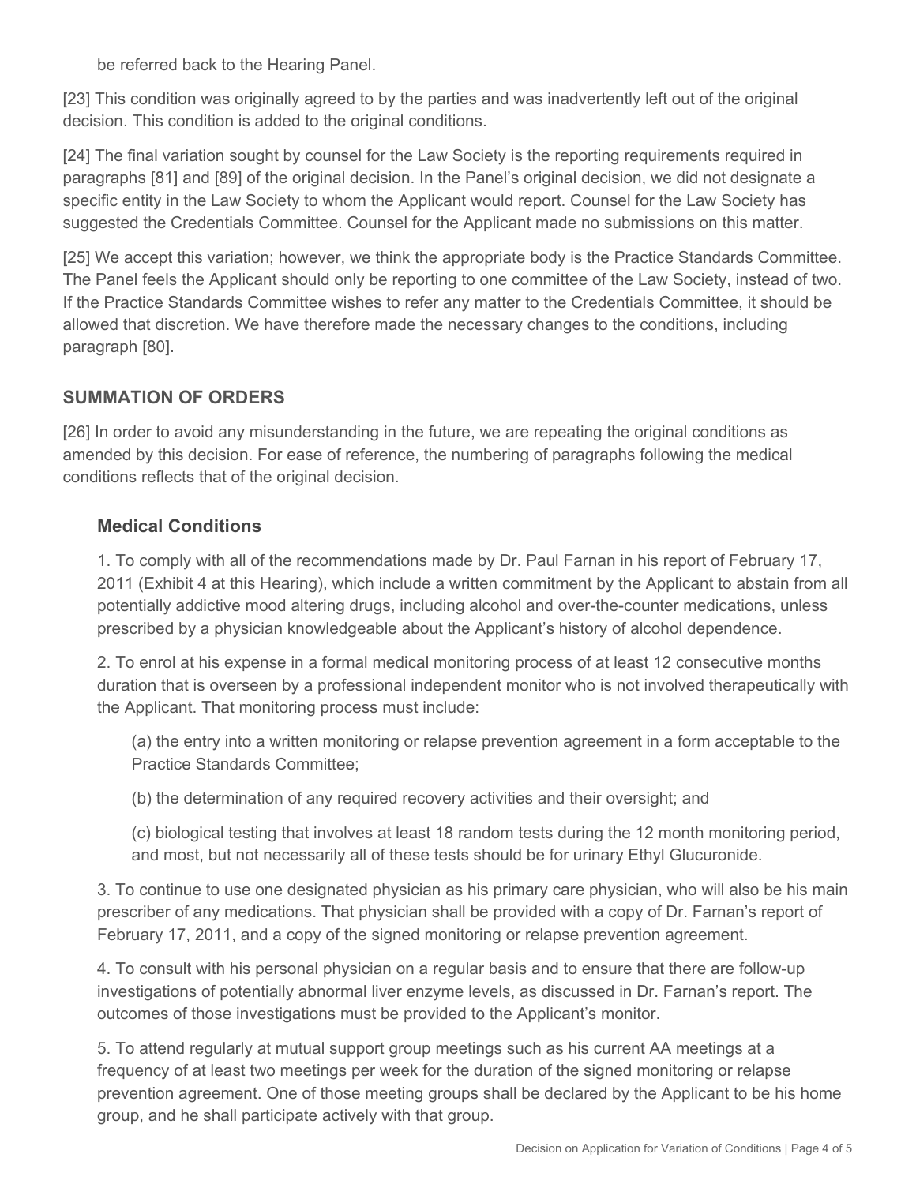be referred back to the Hearing Panel.

[23] This condition was originally agreed to by the parties and was inadvertently left out of the original decision. This condition is added to the original conditions.

[24] The final variation sought by counsel for the Law Society is the reporting requirements required in paragraphs [81] and [89] of the original decision. In the Panel's original decision, we did not designate a specific entity in the Law Society to whom the Applicant would report. Counsel for the Law Society has suggested the Credentials Committee. Counsel for the Applicant made no submissions on this matter.

[25] We accept this variation; however, we think the appropriate body is the Practice Standards Committee. The Panel feels the Applicant should only be reporting to one committee of the Law Society, instead of two. If the Practice Standards Committee wishes to refer any matter to the Credentials Committee, it should be allowed that discretion. We have therefore made the necessary changes to the conditions, including paragraph [80].

## SUMMATION OF ORDERS

[26] In order to avoid any misunderstanding in the future, we are repeating the original conditions as amended by this decision. For ease of reference, the numbering of paragraphs following the medical conditions reflects that of the original decision.

### Medical Conditions

1. To comply with all of the recommendations made by Dr. Paul Farnan in his report of February 17, 2011 (Exhibit 4 at this Hearing), which include a written commitment by the Applicant to abstain from all potentially addictive mood altering drugs, including alcohol and over-the-counter medications, unless prescribed by a physician knowledgeable about the Applicant's history of alcohol dependence.

2. To enrol at his expense in a formal medical monitoring process of at least 12 consecutive months duration that is overseen by a professional independent monitor who is not involved therapeutically with the Applicant. That monitoring process must include:

   (a) the entry into a written monitoring or relapse prevention agreement in a form acceptable to the Practice Standards Committee;

   (b) the determination of any required recovery activities and their oversight; and

   (c) biological testing that involves at least 18 random tests during the 12 month monitoring period, and most, but not necessarily all of these tests should be for urinary Ethyl Glucuronide.

3. To continue to use one designated physician as his primary care physician, who will also be his main prescriber of any medications. That physician shall be provided with a copy of Dr. Farnan's report of February 17, 2011, and a copy of the signed monitoring or relapse prevention agreement.

4. To consult with his personal physician on a regular basis and to ensure that there are follow-up investigations of potentially abnormal liver enzyme levels, as discussed in Dr. Farnan's report. The outcomes of those investigations must be provided to the Applicant's monitor.

5. To attend regularly at mutual support group meetings such as his current AA meetings at a frequency of at least two meetings per week for the duration of the signed monitoring or relapse prevention agreement. One of those meeting groups shall be declared by the Applicant to be his home group, and he shall participate actively with that group.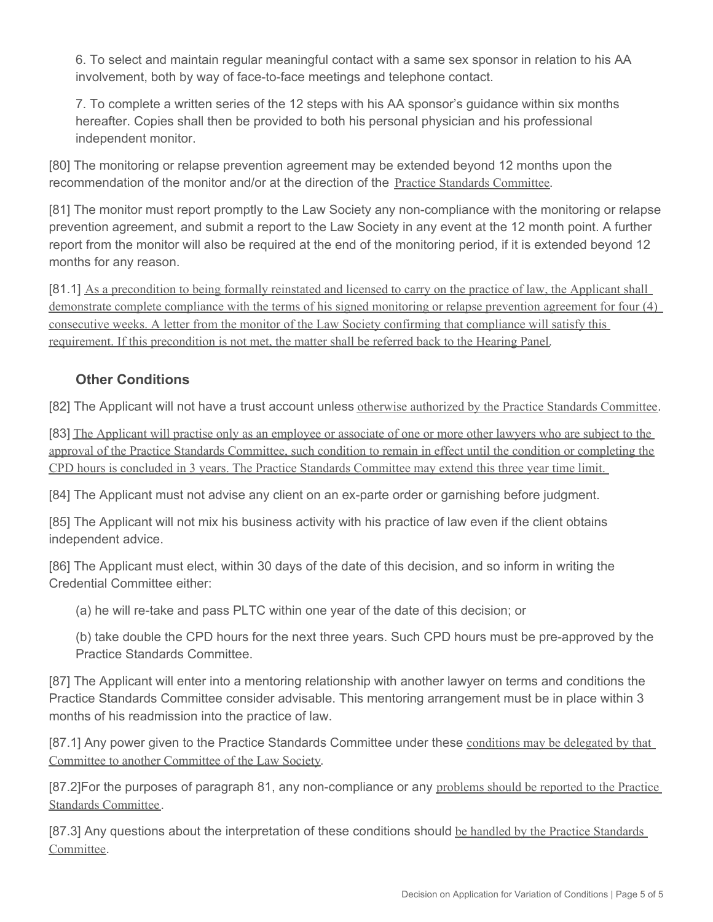6. To select and maintain regular meaningful contact with a same sex sponsor in relation to his AA involvement, both by way of face-to-face meetings and telephone contact.

7. To complete a written series of the 12 steps with his AA sponsor's guidance within six months hereafter. Copies shall then be provided to both his personal physician and his professional independent monitor.

[80] The monitoring or relapse prevention agreement may be extended beyond 12 months upon the recommendation of the monitor and/or at the direction of the Practice Standards Committee.

[81] The monitor must report promptly to the Law Society any non-compliance with the monitoring or relapse prevention agreement, and submit a report to the Law Society in any event at the 12 month point. A further report from the monitor will also be required at the end of the monitoring period, if it is extended beyond 12 months for any reason.

[81.1] As a precondition to being formally reinstated and licensed to carry on the practice of law, the Applicant shall demonstrate complete compliance with the terms of his signed monitoring or relapse prevention agreement for four (4) consecutive weeks. A letter from the monitor of the Law Society confirming that compliance will satisfy this requirement. If this precondition is not met, the matter shall be referred back to the Hearing Panel.

### Other Conditions

[82] The Applicant will not have a trust account unless otherwise authorized by the Practice Standards Committee.

[83] The Applicant will practise only as an employee or associate of one or more other lawyers who are subject to the approval of the Practice Standards Committee, such condition to remain in effect until the condition or completing the CPD hours is concluded in 3 years. The Practice Standards Committee may extend this three year time limit.

[84] The Applicant must not advise any client on an ex-parte order or garnishing before judgment.

[85] The Applicant will not mix his business activity with his practice of law even if the client obtains independent advice.

[86] The Applicant must elect, within 30 days of the date of this decision, and so inform in writing the Credential Committee either:

(a) he will re-take and pass PLTC within one year of the date of this decision; or

(b) take double the CPD hours for the next three years. Such CPD hours must be pre-approved by the Practice Standards Committee.

[87] The Applicant will enter into a mentoring relationship with another lawyer on terms and conditions the Practice Standards Committee consider advisable. This mentoring arrangement must be in place within 3 months of his readmission into the practice of law.

[87.1] Any power given to the Practice Standards Committee under these conditions may be delegated by that Committee to another Committee of the Law Society.

[87.2]For the purposes of paragraph 81, any non-compliance or any problems should be reported to the Practice Standards Committee.

[87.3] Any questions about the interpretation of these conditions should be handled by the Practice Standards Committee.